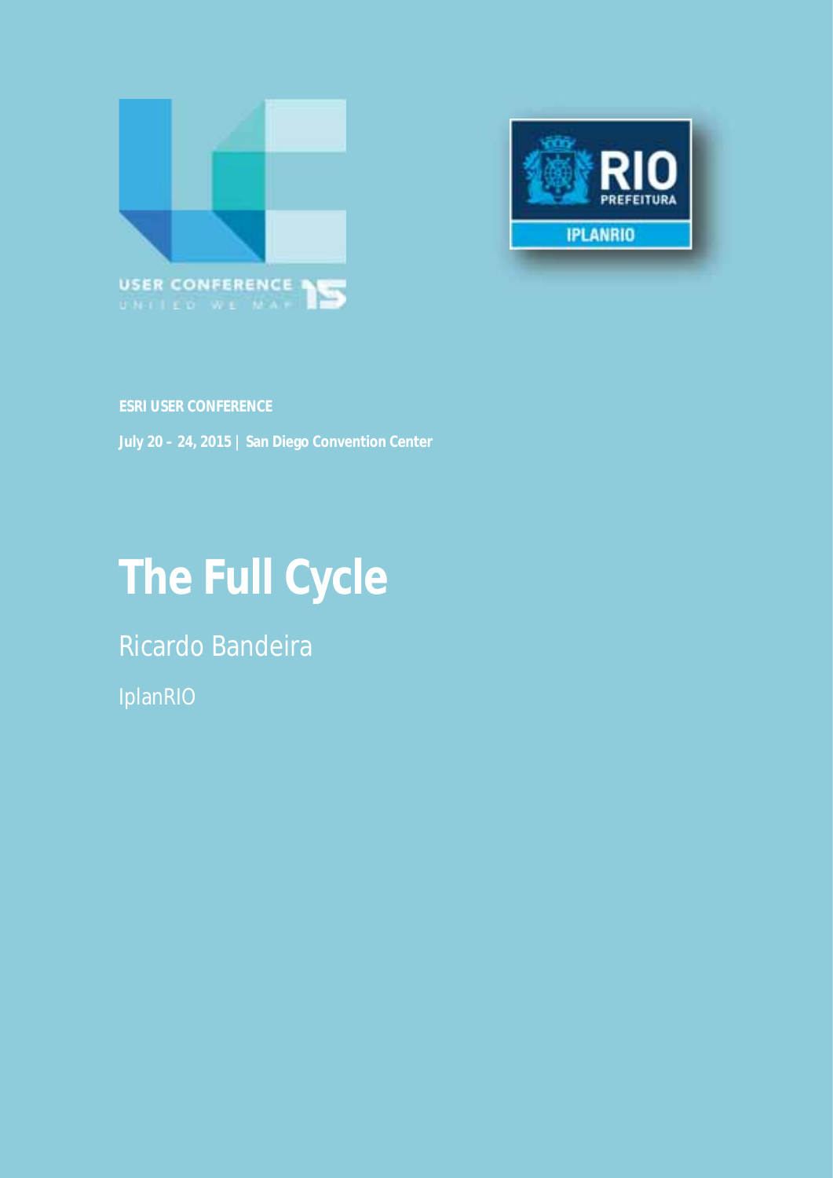USER CONFERENCE 15

UNITED WE MAP

RIO PREFEITURA

IPLANRIO

**ESRI USER CONFERENCE**

**July 20 – 24, 2015 | San Diego Convention Center**

# The Full Cycle

Ricardo Bandeira

IplanRIO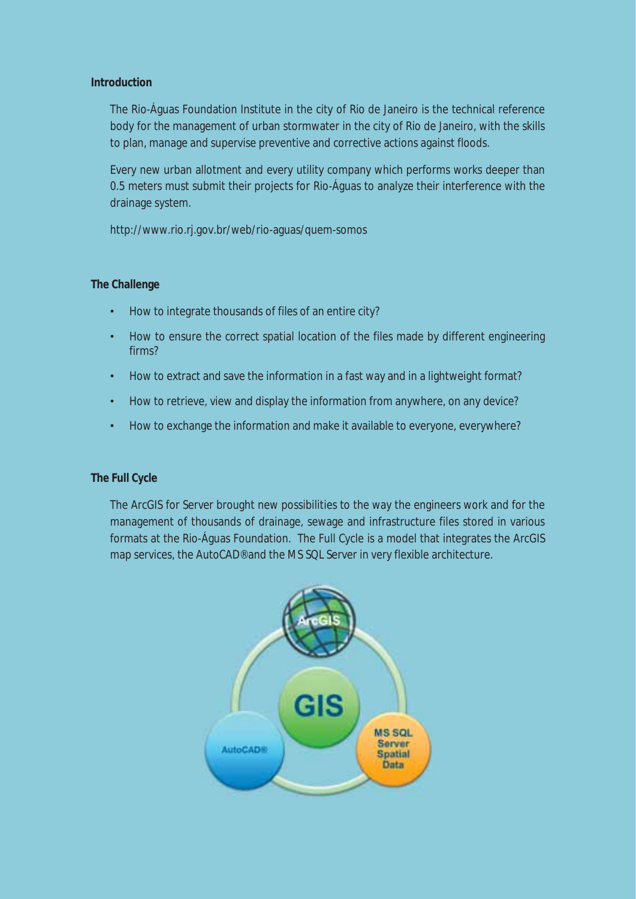## Introduction

The Rio-Águas Foundation Institute in the city of Rio de Janeiro is the technical reference body for the management of urban stormwater in the city of Rio de Janeiro, with the skills to plan, manage and supervise preventive and corrective actions against floods.

Every new urban allotment and every utility company which performs works deeper than 0.5 meters must submit their projects for Rio-Águas to analyze their interference with the drainage system.

http://www.rio.rj.gov.br/web/rio-aguas/quem-somos

## The Challenge

- How to integrate thousands of files of an entire city?
- How to ensure the correct spatial location of the files made by different engineering firms?
- How to extract and save the information in a fast way and in a lightweight format?
- How to retrieve, view and display the information from anywhere, on any device?
- How to exchange the information and make it available to everyone, everywhere?

## The Full Cycle

The ArcGIS for Server brought new possibilities to the way the engineers work and for the management of thousands of drainage, sewage and infrastructure files stored in various formats at the Rio-Águas Foundation. The Full Cycle is a model that integrates the ArcGIS map services, the AutoCAD® and the MS SQL Server in very flexible architecture.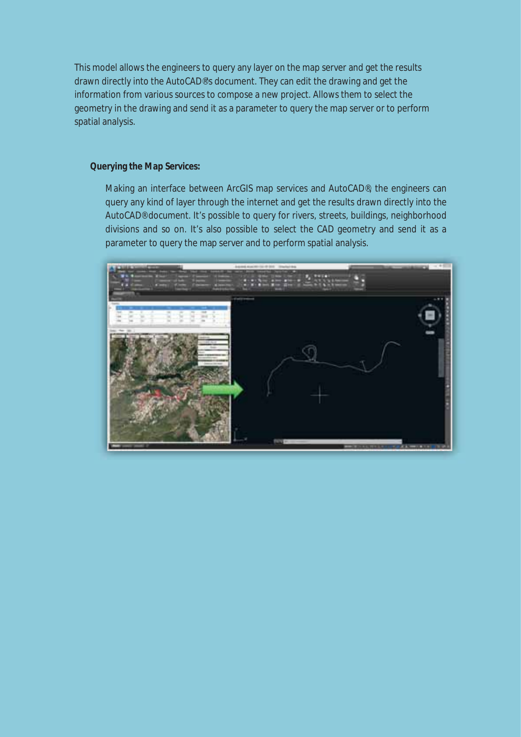This model allows the engineers to query any layer on the map server and get the results drawn directly into the AutoCAD®'s document. They can edit the drawing and get the information from various sources to compose a new project. Allows them to select the geometry in the drawing and send it as a parameter to query the map server or to perform spatial analysis.

**Querying the Map Services:**

Making an interface between ArcGIS map services and AutoCAD®, the engineers can query any kind of layer through the internet and get the results drawn directly into the AutoCAD® document. It's possible to query for rivers, streets, buildings, neighborhood divisions and so on. It's also possible to select the CAD geometry and send it as a parameter to query the map server and to perform spatial analysis.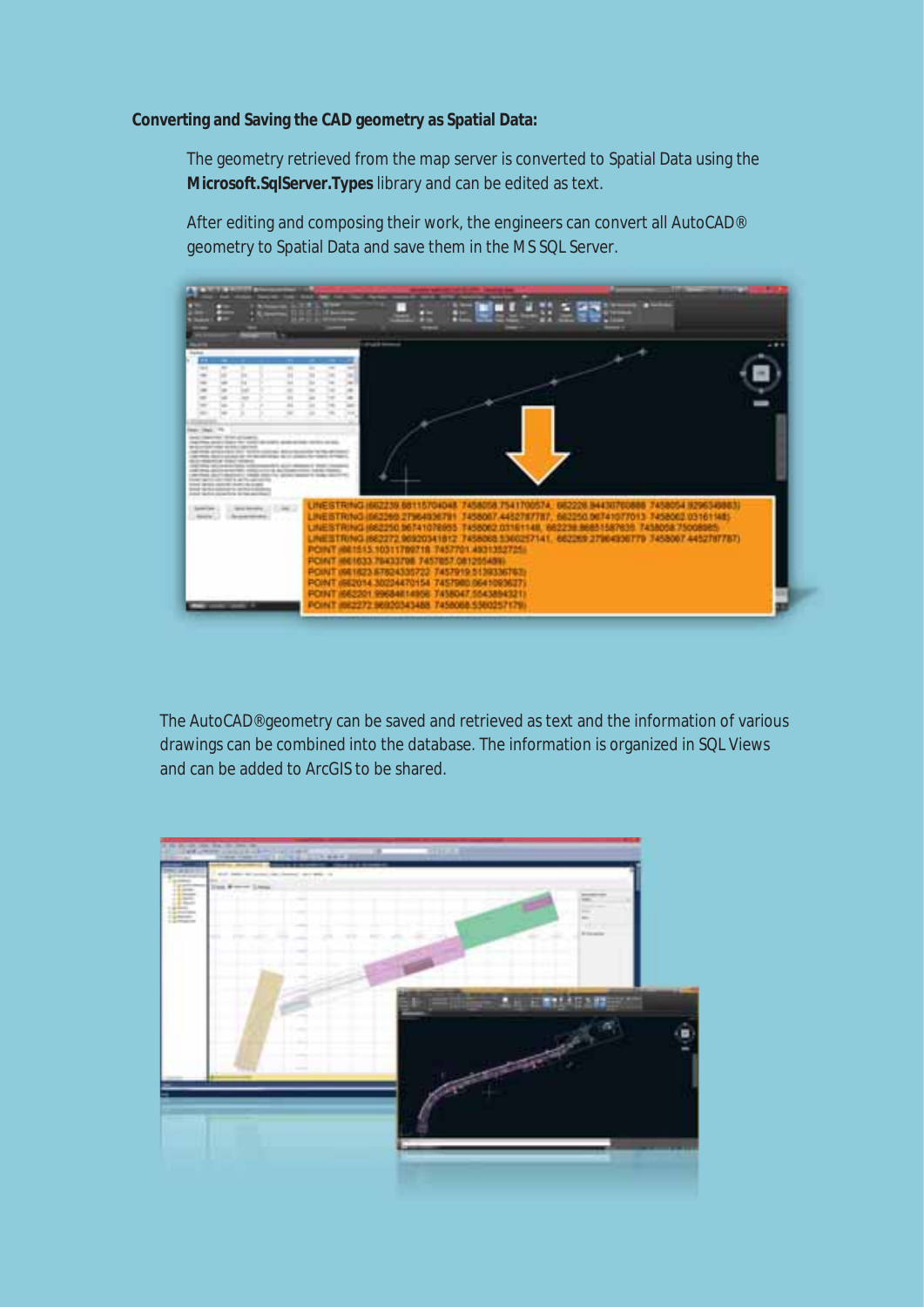**Converting and Saving the CAD geometry as Spatial Data:**

The geometry retrieved from the map server is converted to Spatial Data using the **Microsoft.SqlServer.Types** library and can be edited as text.

After editing and composing their work, the engineers can convert all AutoCAD® geometry to Spatial Data and save them in the MS SQL Server.

The AutoCAD®geometry can be saved and retrieved as text and the information of various drawings can be combined into the database. The information is organized in SQL Views and can be added to ArcGIS to be shared.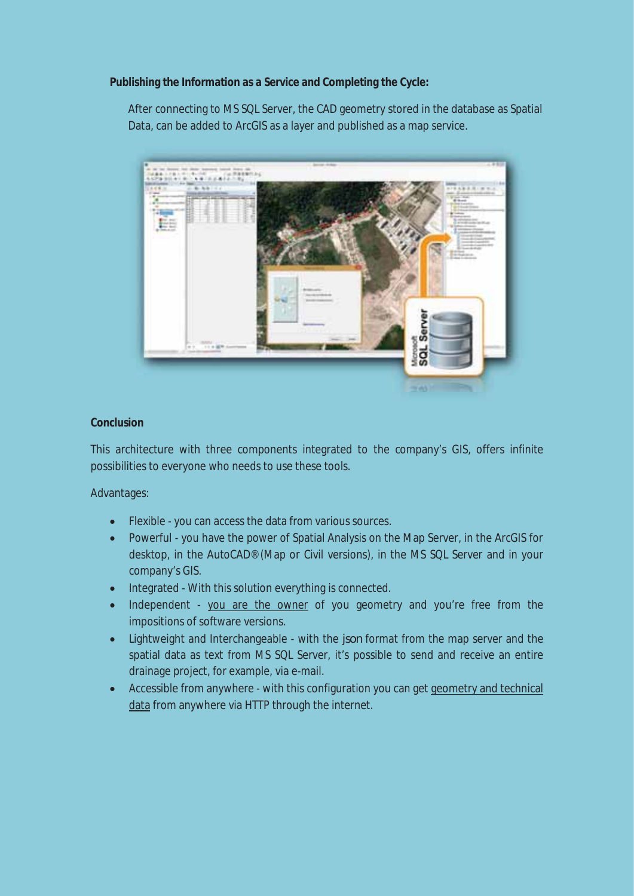**Publishing the Information as a Service and Completing the Cycle:**

After connecting to MS SQL Server, the CAD geometry stored in the database as Spatial Data, can be added to ArcGIS as a layer and published as a map service.

**Conclusion**

This architecture with three components integrated to the company's GIS, offers infinite possibilities to everyone who needs to use these tools.

Advantages:

- Flexible - you can access the data from various sources.
- Powerful - you have the power of Spatial Analysis on the Map Server, in the ArcGIS for desktop, in the AutoCAD® (Map or Civil versions), in the MS SQL Server and in your company's GIS.
- Integrated - With this solution everything is connected.
- Independent - you are the owner of you geometry and you're free from the impositions of software versions.
- Lightweight and Interchangeable - with the json format from the map server and the spatial data as text from MS SQL Server, it's possible to send and receive an entire drainage project, for example, via e-mail.
- Accessible from anywhere - with this configuration you can get geometry and technical data from anywhere via HTTP through the internet.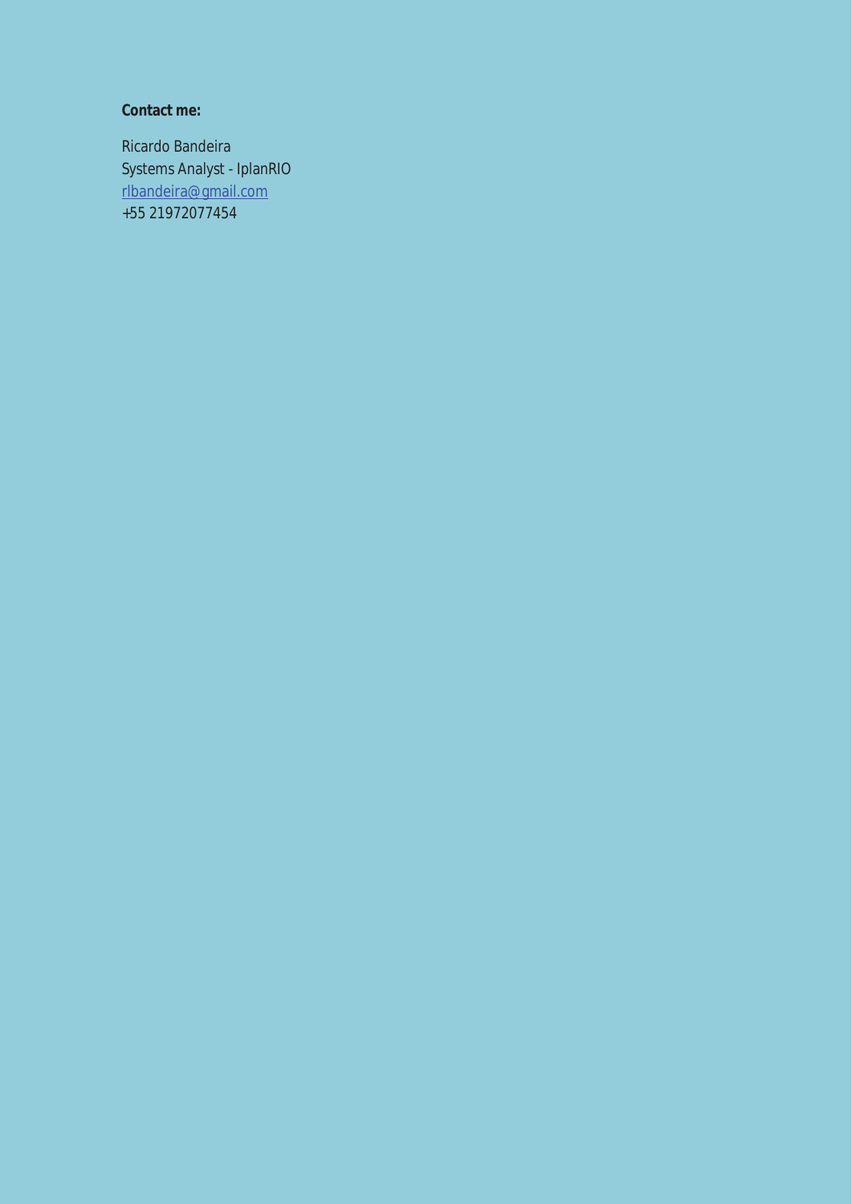**Contact me:**

Ricardo Bandeira
Systems Analyst - IplanRIO
rlbandeira@gmail.com
+55 21972077454